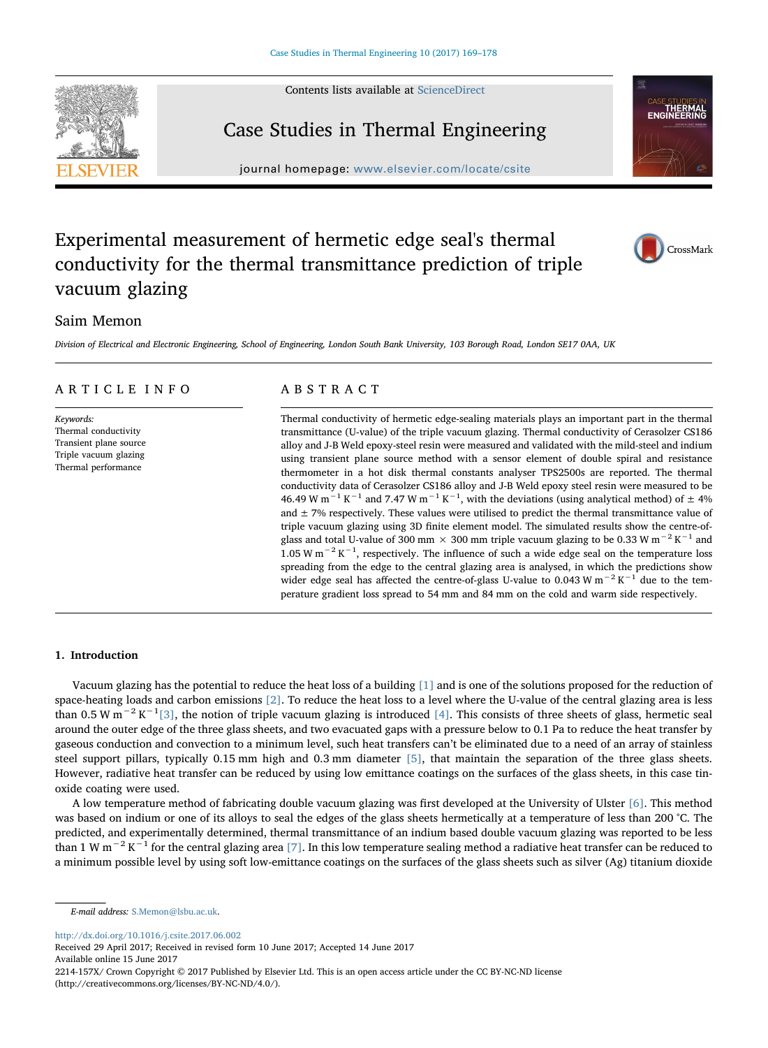# Experimental measurement of hermetic edge seal's thermal conductivity for the thermal transmittance prediction of triple vacuum glazing

Saim Memon

*Division of Electrical and Electronic Engineering, School of Engineering, London South Bank University, 103 Borough Road, London SE17 0AA, UK*

## ARTICLE INFO

*Keywords:*
Thermal conductivity
Transient plane source
Triple vacuum glazing
Thermal performance

## ABSTRACT

Thermal conductivity of hermetic edge-sealing materials plays an important part in the thermal transmittance (U-value) of the triple vacuum glazing. Thermal conductivity of Cerasolzer CS186 alloy and J-B Weld epoxy-steel resin were measured and validated with the mild-steel and indium using transient plane source method with a sensor element of double spiral and resistance thermometer in a hot disk thermal constants analyser TPS2500s are reported. The thermal conductivity data of Cerasolzer CS186 alloy and J-B Weld epoxy steel resin were measured to be 46.49 $W\,m^{-1}\,K^{-1}$ and 7.47 $W\,m^{-1}\,K^{-1}$, with the deviations (using analytical method) of ± 4% and ± 7% respectively. These values were utilised to predict the thermal transmittance value of triple vacuum glazing using 3D finite element model. The simulated results show the centre-of-glass and total U-value of 300 mm × 300 mm triple vacuum glazing to be 0.33 $W\,m^{-2}\,K^{-1}$ and 1.05 $W\,m^{-2}\,K^{-1}$, respectively. The influence of such a wide edge seal on the temperature loss spreading from the edge to the central glazing area is analysed, in which the predictions show wider edge seal has affected the centre-of-glass U-value to 0.043 $W\,m^{-2}\,K^{-1}$ due to the temperature gradient loss spread to 54 mm and 84 mm on the cold and warm side respectively.

## 1. Introduction

Vacuum glazing has the potential to reduce the heat loss of a building [1] and is one of the solutions proposed for the reduction of space-heating loads and carbon emissions [2]. To reduce the heat loss to a level where the U-value of the central glazing area is less than 0.5 $W\,m^{-2}\,K^{-1}$[3], the notion of triple vacuum glazing is introduced [4]. This consists of three sheets of glass, hermetic seal around the outer edge of the three glass sheets, and two evacuated gaps with a pressure below to 0.1 Pa to reduce the heat transfer by gaseous conduction and convection to a minimum level, such heat transfers can't be eliminated due to a need of an array of stainless steel support pillars, typically 0.15 mm high and 0.3 mm diameter [5], that maintain the separation of the three glass sheets. However, radiative heat transfer can be reduced by using low emittance coatings on the surfaces of the glass sheets, in this case tin-oxide coating were used.

A low temperature method of fabricating double vacuum glazing was first developed at the University of Ulster [6]. This method was based on indium or one of its alloys to seal the edges of the glass sheets hermetically at a temperature of less than 200 °C. The predicted, and experimentally determined, thermal transmittance of an indium based double vacuum glazing was reported to be less than 1 $W\,m^{-2}\,K^{-1}$ for the central glazing area [7]. In this low temperature sealing method a radiative heat transfer can be reduced to a minimum possible level by using soft low-emittance coatings on the surfaces of the glass sheets such as silver (Ag) titanium dioxide

E-mail address: S.Memon@lsbu.ac.uk.

http://dx.doi.org/10.1016/j.csite.2017.06.002
Received 29 April 2017; Received in revised form 10 June 2017; Accepted 14 June 2017
Available online 15 June 2017
2214-157X/ Crown Copyright © 2017 Published by Elsevier Ltd. This is an open access article under the CC BY-NC-ND license (http://creativecommons.org/licenses/BY-NC-ND/4.0/).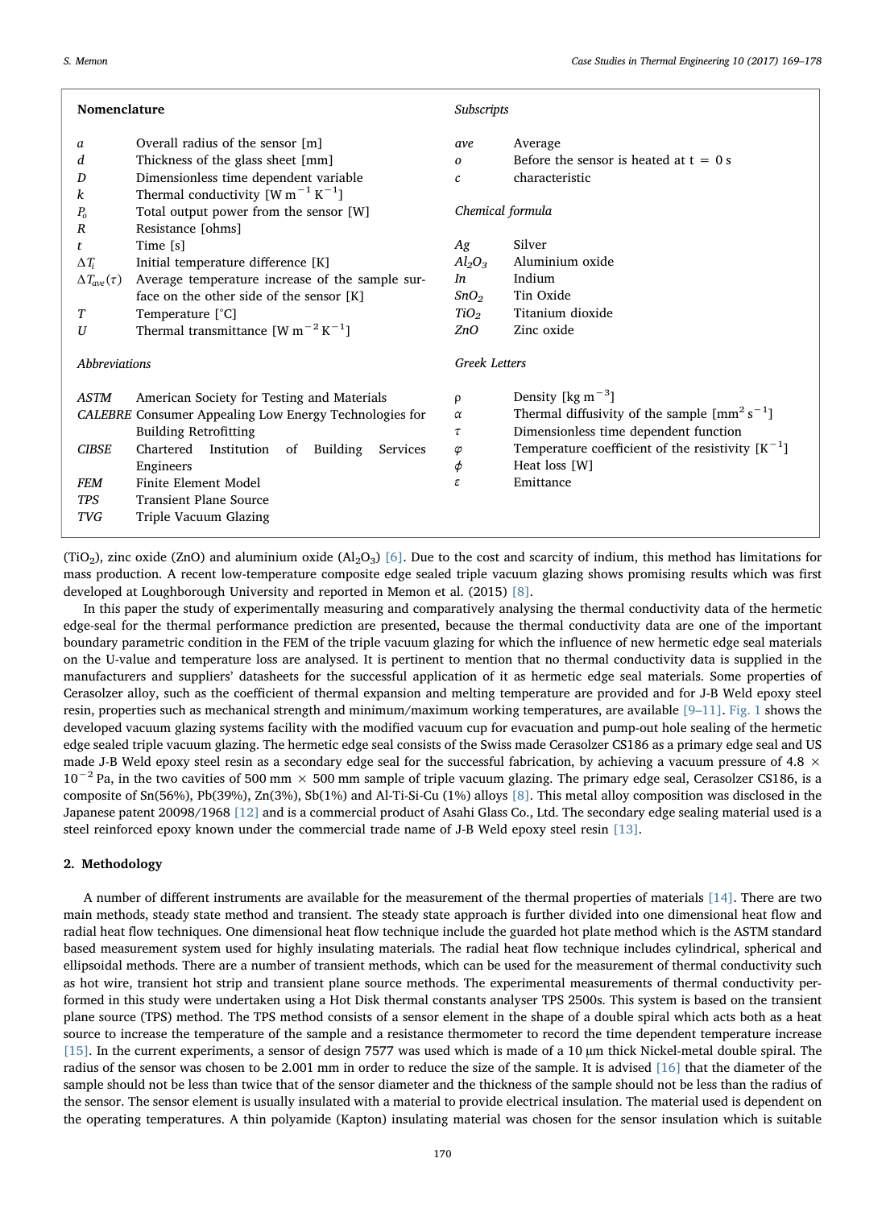**Nomenclature**

| | |
|---|---|
| $a$ | Overall radius of the sensor [m] |
| $d$ | Thickness of the glass sheet [mm] |
| $D$ | Dimensionless time dependent variable |
| $k$ | Thermal conductivity [W m$^{-1}$ K$^{-1}$] |
| $P_o$ | Total output power from the sensor [W] |
| $R$ | Resistance [ohms] |
| $t$ | Time [s] |
| $\Delta T_i$ | Initial temperature difference [K] |
| $\Delta T_{ave}(\tau)$ | Average temperature increase of the sample surface on the other side of the sensor [K] |
| $T$ | Temperature [°C] |
| $U$ | Thermal transmittance [W m$^{-2}$ K$^{-1}$] |

*Abbreviations*

| | |
|---|---|
| *ASTM* | American Society for Testing and Materials |
| *CALEBRE* | Consumer Appealing Low Energy Technologies for Building Retrofitting |
| *CIBSE* | Chartered Institution of Building Services Engineers |
| *FEM* | Finite Element Model |
| *TPS* | Transient Plane Source |
| *TVG* | Triple Vacuum Glazing |

*Subscripts*

| | |
|---|---|
| *ave* | Average |
| *o* | Before the sensor is heated at t = 0 s |
| *c* | characteristic |

*Chemical formula*

| | |
|---|---|
| *Ag* | Silver |
| $Al_2O_3$ | Aluminium oxide |
| *In* | Indium |
| $SnO_2$ | Tin Oxide |
| $TiO_2$ | Titanium dioxide |
| *ZnO* | Zinc oxide |

*Greek Letters*

| | |
|---|---|
| $\rho$ | Density [kg m$^{-3}$] |
| $\alpha$ | Thermal diffusivity of the sample [mm$^2$ s$^{-1}$] |
| $\tau$ | Dimensionless time dependent function |
| $\varphi$ | Temperature coefficient of the resistivity [K$^{-1}$] |
| $\phi$ | Heat loss [W] |
| $\varepsilon$ | Emittance |

($TiO_2$), zinc oxide (ZnO) and aluminium oxide ($Al_2O_3$) [6]. Due to the cost and scarcity of indium, this method has limitations for mass production. A recent low-temperature composite edge sealed triple vacuum glazing shows promising results which was first developed at Loughborough University and reported in Memon et al. (2015) [8].

In this paper the study of experimentally measuring and comparatively analysing the thermal conductivity data of the hermetic edge-seal for the thermal performance prediction are presented, because the thermal conductivity data are one of the important boundary parametric condition in the FEM of the triple vacuum glazing for which the influence of new hermetic edge seal materials on the U-value and temperature loss are analysed. It is pertinent to mention that no thermal conductivity data is supplied in the manufacturers and suppliers' datasheets for the successful application of it as hermetic edge seal materials. Some properties of Cerasolzer alloy, such as the coefficient of thermal expansion and melting temperature are provided and for J-B Weld epoxy steel resin, properties such as mechanical strength and minimum/maximum working temperatures, are available [9–11]. Fig. 1 shows the developed vacuum glazing systems facility with the modified vacuum cup for evacuation and pump-out hole sealing of the hermetic edge sealed triple vacuum glazing. The hermetic edge seal consists of the Swiss made Cerasolzer CS186 as a primary edge seal and US made J-B Weld epoxy steel resin as a secondary edge seal for the successful fabrication, by achieving a vacuum pressure of $4.8 \times 10^{-2}$ Pa, in the two cavities of 500 mm × 500 mm sample of triple vacuum glazing. The primary edge seal, Cerasolzer CS186, is a composite of Sn(56%), Pb(39%), Zn(3%), Sb(1%) and Al-Ti-Si-Cu (1%) alloys [8]. This metal alloy composition was disclosed in the Japanese patent 20098/1968 [12] and is a commercial product of Asahi Glass Co., Ltd. The secondary edge sealing material used is a steel reinforced epoxy known under the commercial trade name of J-B Weld epoxy steel resin [13].

## 2. Methodology

A number of different instruments are available for the measurement of the thermal properties of materials [14]. There are two main methods, steady state method and transient. The steady state approach is further divided into one dimensional heat flow and radial heat flow techniques. One dimensional heat flow technique include the guarded hot plate method which is the ASTM standard based measurement system used for highly insulating materials. The radial heat flow technique includes cylindrical, spherical and ellipsoidal methods. There are a number of transient methods, which can be used for the measurement of thermal conductivity such as hot wire, transient hot strip and transient plane source methods. The experimental measurements of thermal conductivity performed in this study were undertaken using a Hot Disk thermal constants analyser TPS 2500s. This system is based on the transient plane source (TPS) method. The TPS method consists of a sensor element in the shape of a double spiral which acts both as a heat source to increase the temperature of the sample and a resistance thermometer to record the time dependent temperature increase [15]. In the current experiments, a sensor of design 7577 was used which is made of a 10 µm thick Nickel-metal double spiral. The radius of the sensor was chosen to be 2.001 mm in order to reduce the size of the sample. It is advised [16] that the diameter of the sample should not be less than twice that of the sensor diameter and the thickness of the sample should not be less than the radius of the sensor. The sensor element is usually insulated with a material to provide electrical insulation. The material used is dependent on the operating temperatures. A thin polyamide (Kapton) insulating material was chosen for the sensor insulation which is suitable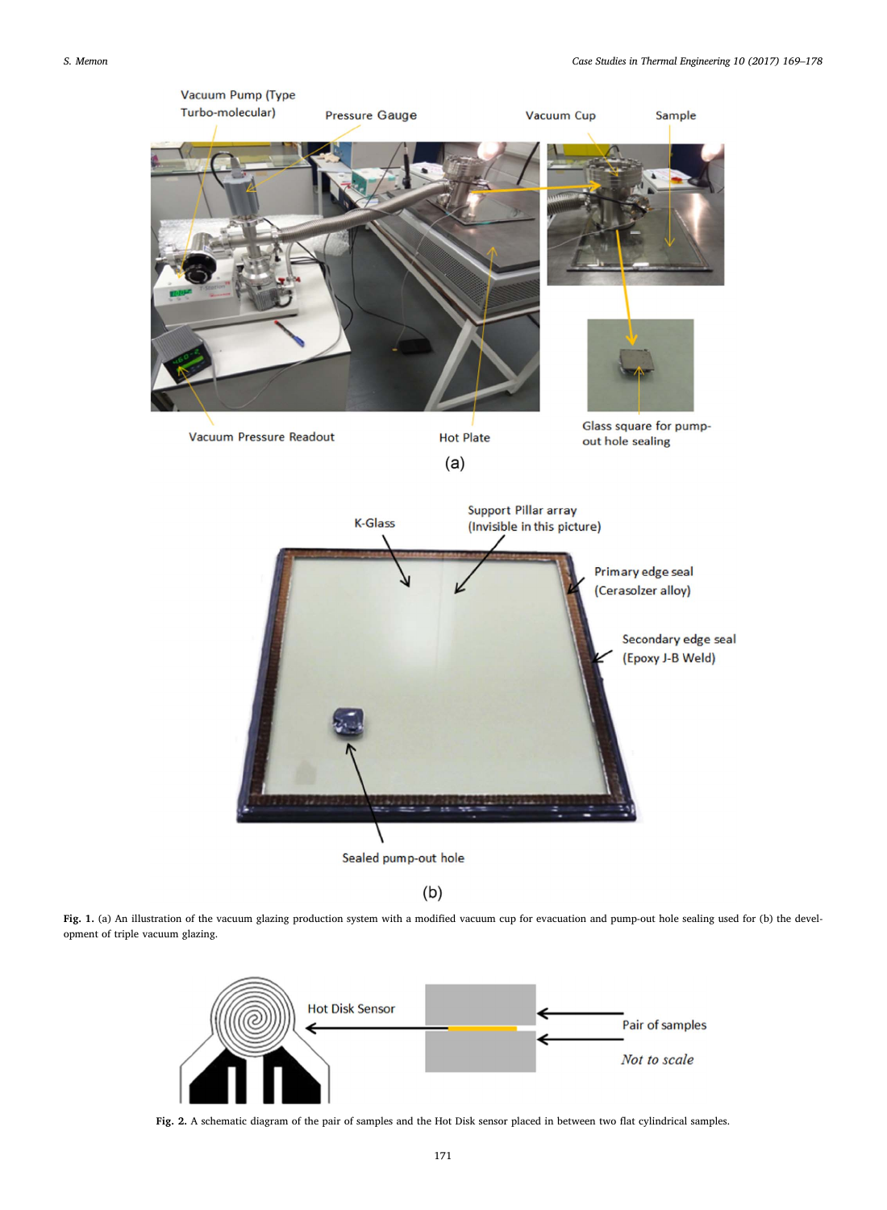**Fig. 1.** (a) An illustration of the vacuum glazing production system with a modified vacuum cup for evacuation and pump-out hole sealing used for (b) the development of triple vacuum glazing.

**Fig. 2.** A schematic diagram of the pair of samples and the Hot Disk sensor placed in between two flat cylindrical samples.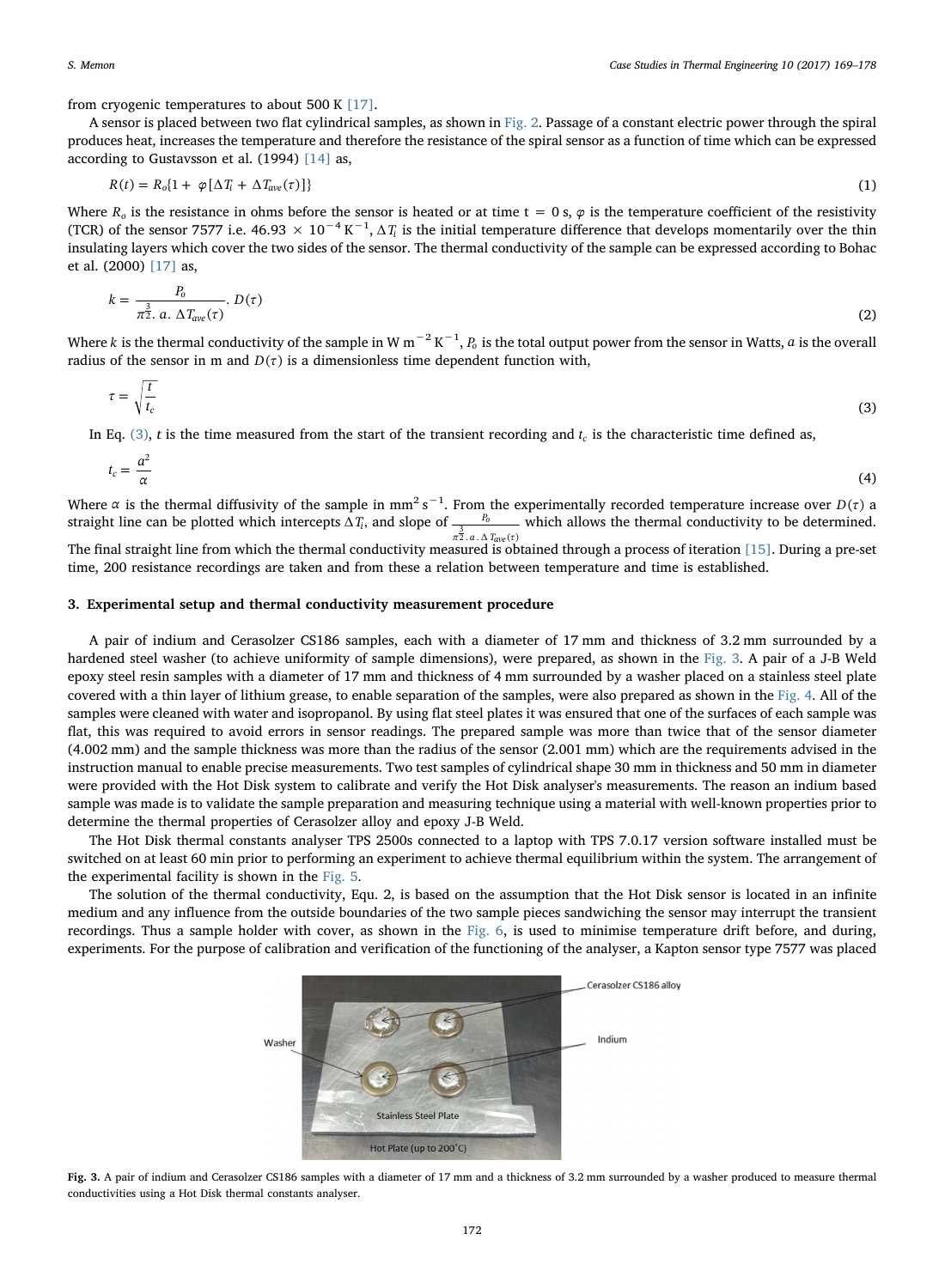from cryogenic temperatures to about 500 K [17].

A sensor is placed between two flat cylindrical samples, as shown in Fig. 2. Passage of a constant electric power through the spiral produces heat, increases the temperature and therefore the resistance of the spiral sensor as a function of time which can be expressed according to Gustavsson et al. (1994) [14] as,

$$R(t) = R_o\{1 + \varphi[\Delta T_i + \Delta T_{ave}(\tau)]\} \tag{1}$$

Where $R_o$ is the resistance in ohms before the sensor is heated or at time t = 0 s, $\varphi$ is the temperature coefficient of the resistivity (TCR) of the sensor 7577 i.e. $46.93 \times 10^{-4}\,\mathrm{K}^{-1}$, $\Delta T_i$ is the initial temperature difference that develops momentarily over the thin insulating layers which cover the two sides of the sensor. The thermal conductivity of the sample can be expressed according to Bohac et al. (2000) [17] as,

$$k = \frac{P_o}{\pi^{\frac{3}{2}}.\, a.\, \Delta T_{ave}(\tau)}.\, D(\tau) \tag{2}$$

Where $k$ is the thermal conductivity of the sample in W m$^{-2}$ K$^{-1}$, $P_o$ is the total output power from the sensor in Watts, $a$ is the overall radius of the sensor in m and $D(\tau)$ is a dimensionless time dependent function with,

$$\tau = \sqrt{\frac{t}{t_c}} \tag{3}$$

In Eq. (3), $t$ is the time measured from the start of the transient recording and $t_c$ is the characteristic time defined as,

$$t_c = \frac{a^2}{\alpha} \tag{4}$$

Where $\alpha$ is the thermal diffusivity of the sample in mm$^2$ s$^{-1}$. From the experimentally recorded temperature increase over $D(\tau)$ a straight line can be plotted which intercepts $\Delta T_i$, and slope of $\frac{P_o}{\pi^{\frac{3}{2}}.\, a.\, \Delta T_{ave}(\tau)}$ which allows the thermal conductivity to be determined. The final straight line from which the thermal conductivity measured is obtained through a process of iteration [15]. During a pre-set time, 200 resistance recordings are taken and from these a relation between temperature and time is established.

## 3. Experimental setup and thermal conductivity measurement procedure

A pair of indium and Cerasolzer CS186 samples, each with a diameter of 17 mm and thickness of 3.2 mm surrounded by a hardened steel washer (to achieve uniformity of sample dimensions), were prepared, as shown in the Fig. 3. A pair of a J-B Weld epoxy steel resin samples with a diameter of 17 mm and thickness of 4 mm surrounded by a washer placed on a stainless steel plate covered with a thin layer of lithium grease, to enable separation of the samples, were also prepared as shown in the Fig. 4. All of the samples were cleaned with water and isopropanol. By using flat steel plates it was ensured that one of the surfaces of each sample was flat, this was required to avoid errors in sensor readings. The prepared sample was more than twice that of the sensor diameter (4.002 mm) and the sample thickness was more than the radius of the sensor (2.001 mm) which are the requirements advised in the instruction manual to enable precise measurements. Two test samples of cylindrical shape 30 mm in thickness and 50 mm in diameter were provided with the Hot Disk system to calibrate and verify the Hot Disk analyser's measurements. The reason an indium based sample was made is to validate the sample preparation and measuring technique using a material with well-known properties prior to determine the thermal properties of Cerasolzer alloy and epoxy J-B Weld.

The Hot Disk thermal constants analyser TPS 2500s connected to a laptop with TPS 7.0.17 version software installed must be switched on at least 60 min prior to performing an experiment to achieve thermal equilibrium within the system. The arrangement of the experimental facility is shown in the Fig. 5.

The solution of the thermal conductivity, Equ. 2, is based on the assumption that the Hot Disk sensor is located in an infinite medium and any influence from the outside boundaries of the two sample pieces sandwiching the sensor may interrupt the transient recordings. Thus a sample holder with cover, as shown in the Fig. 6, is used to minimise temperature drift before, and during, experiments. For the purpose of calibration and verification of the functioning of the analyser, a Kapton sensor type 7577 was placed

**Fig. 3.** A pair of indium and Cerasolzer CS186 samples with a diameter of 17 mm and a thickness of 3.2 mm surrounded by a washer produced to measure thermal conductivities using a Hot Disk thermal constants analyser.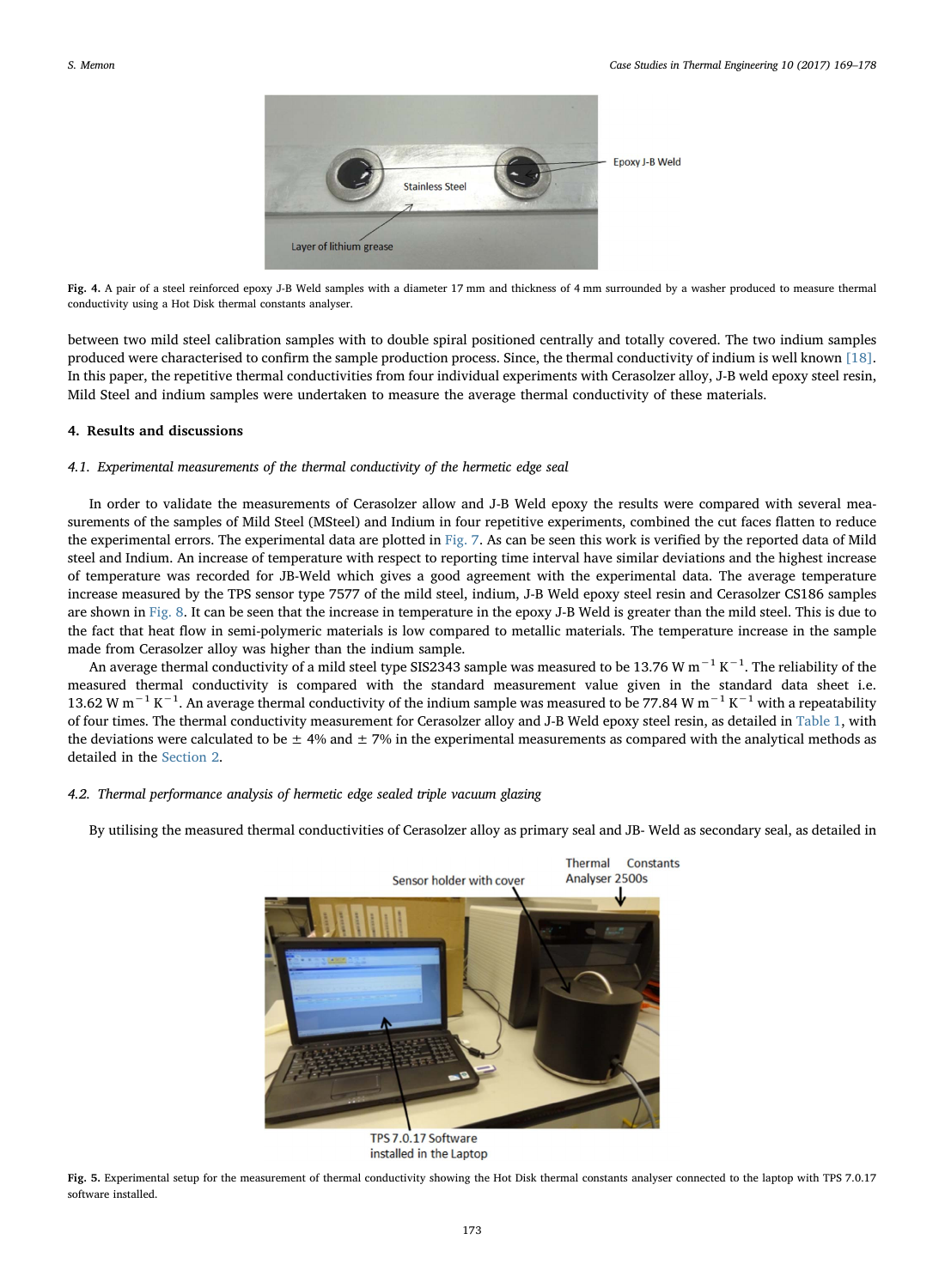Fig. 4. A pair of a steel reinforced epoxy J-B Weld samples with a diameter 17 mm and thickness of 4 mm surrounded by a washer produced to measure thermal conductivity using a Hot Disk thermal constants analyser.

between two mild steel calibration samples with to double spiral positioned centrally and totally covered. The two indium samples produced were characterised to confirm the sample production process. Since, the thermal conductivity of indium is well known [18]. In this paper, the repetitive thermal conductivities from four individual experiments with Cerasolzer alloy, J-B weld epoxy steel resin, Mild Steel and indium samples were undertaken to measure the average thermal conductivity of these materials.

## 4. Results and discussions

### 4.1. Experimental measurements of the thermal conductivity of the hermetic edge seal

In order to validate the measurements of Cerasolzer allow and J-B Weld epoxy the results were compared with several measurements of the samples of Mild Steel (MSteel) and Indium in four repetitive experiments, combined the cut faces flatten to reduce the experimental errors. The experimental data are plotted in Fig. 7. As can be seen this work is verified by the reported data of Mild steel and Indium. An increase of temperature with respect to reporting time interval have similar deviations and the highest increase of temperature was recorded for JB-Weld which gives a good agreement with the experimental data. The average temperature increase measured by the TPS sensor type 7577 of the mild steel, indium, J-B Weld epoxy steel resin and Cerasolzer CS186 samples are shown in Fig. 8. It can be seen that the increase in temperature in the epoxy J-B Weld is greater than the mild steel. This is due to the fact that heat flow in semi-polymeric materials is low compared to metallic materials. The temperature increase in the sample made from Cerasolzer alloy was higher than the indium sample.

An average thermal conductivity of a mild steel type SIS2343 sample was measured to be 13.76 W $m^{-1}$ $K^{-1}$. The reliability of the measured thermal conductivity is compared with the standard measurement value given in the standard data sheet i.e. 13.62 W $m^{-1}$ $K^{-1}$. An average thermal conductivity of the indium sample was measured to be 77.84 W $m^{-1}$ $K^{-1}$ with a repeatability of four times. The thermal conductivity measurement for Cerasolzer alloy and J-B Weld epoxy steel resin, as detailed in Table 1, with the deviations were calculated to be $\pm$ 4% and $\pm$ 7% in the experimental measurements as compared with the analytical methods as detailed in the Section 2.

### 4.2. Thermal performance analysis of hermetic edge sealed triple vacuum glazing

By utilising the measured thermal conductivities of Cerasolzer alloy as primary seal and JB- Weld as secondary seal, as detailed in

Fig. 5. Experimental setup for the measurement of thermal conductivity showing the Hot Disk thermal constants analyser connected to the laptop with TPS 7.0.17 software installed.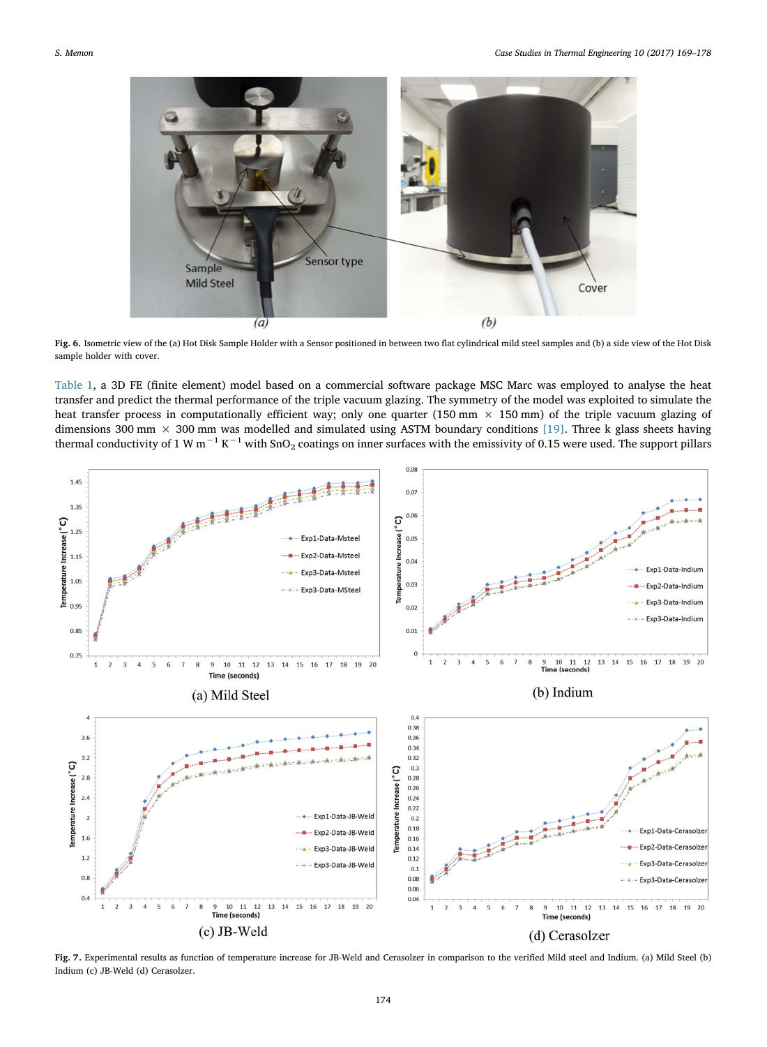Fig. 6. Isometric view of the (a) Hot Disk Sample Holder with a Sensor positioned in between two flat cylindrical mild steel samples and (b) a side view of the Hot Disk sample holder with cover.

Table 1, a 3D FE (finite element) model based on a commercial software package MSC Marc was employed to analyse the heat transfer and predict the thermal performance of the triple vacuum glazing. The symmetry of the model was exploited to simulate the heat transfer process in computationally efficient way; only one quarter (150 mm × 150 mm) of the triple vacuum glazing of dimensions 300 mm × 300 mm was modelled and simulated using ASTM boundary conditions [19]. Three k glass sheets having thermal conductivity of 1 W m$^{-1}$ K$^{-1}$ with $SnO_2$ coatings on inner surfaces with the emissivity of 0.15 were used. The support pillars

Fig. 7. Experimental results as function of temperature increase for JB-Weld and Cerasolzer in comparison to the verified Mild steel and Indium. (a) Mild Steel (b) Indium (c) JB-Weld (d) Cerasolzer.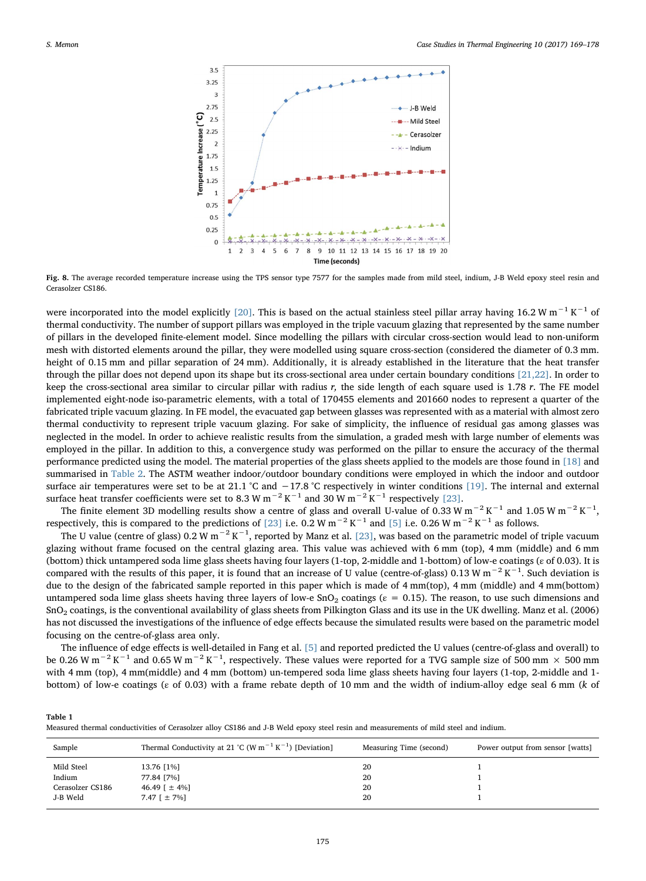**Fig. 8.** The average recorded temperature increase using the TPS sensor type 7577 for the samples made from mild steel, indium, J-B Weld epoxy steel resin and Cerasolzer CS186.

were incorporated into the model explicitly [20]. This is based on the actual stainless steel pillar array having 16.2 W $m^{-1}$ $K^{-1}$ of thermal conductivity. The number of support pillars was employed in the triple vacuum glazing that represented by the same number of pillars in the developed finite-element model. Since modelling the pillars with circular cross-section would lead to non-uniform mesh with distorted elements around the pillar, they were modelled using square cross-section (considered the diameter of 0.3 mm. height of 0.15 mm and pillar separation of 24 mm). Additionally, it is already established in the literature that the heat transfer through the pillar does not depend upon its shape but its cross-sectional area under certain boundary conditions [21,22]. In order to keep the cross-sectional area similar to circular pillar with radius *r*, the side length of each square used is 1.78 *r*. The FE model implemented eight-node iso-parametric elements, with a total of 170455 elements and 201660 nodes to represent a quarter of the fabricated triple vacuum glazing. In FE model, the evacuated gap between glasses was represented with as a material with almost zero thermal conductivity to represent triple vacuum glazing. For sake of simplicity, the influence of residual gas among glasses was neglected in the model. In order to achieve realistic results from the simulation, a graded mesh with large number of elements was employed in the pillar. In addition to this, a convergence study was performed on the pillar to ensure the accuracy of the thermal performance predicted using the model. The material properties of the glass sheets applied to the models are those found in [18] and summarised in Table 2. The ASTM weather indoor/outdoor boundary conditions were employed in which the indoor and outdoor surface air temperatures were set to be at 21.1 °C and −17.8 °C respectively in winter conditions [19]. The internal and external surface heat transfer coefficients were set to 8.3 W $m^{-2}$ $K^{-1}$ and 30 W $m^{-2}$ $K^{-1}$ respectively [23].

The finite element 3D modelling results show a centre of glass and overall U-value of 0.33 W $m^{-2}$ $K^{-1}$ and 1.05 W $m^{-2}$ $K^{-1}$, respectively, this is compared to the predictions of [23] i.e. 0.2 W $m^{-2}$ $K^{-1}$ and [5] i.e. 0.26 W $m^{-2}$ $K^{-1}$ as follows.

The U value (centre of glass) 0.2 W $m^{-2}$ $K^{-1}$, reported by Manz et al. [23], was based on the parametric model of triple vacuum glazing without frame focused on the central glazing area. This value was achieved with 6 mm (top), 4 mm (middle) and 6 mm (bottom) thick untampered soda lime glass sheets having four layers (1-top, 2-middle and 1-bottom) of low-e coatings (ε of 0.03). It is compared with the results of this paper, it is found that an increase of U value (centre-of-glass) 0.13 W $m^{-2}$ $K^{-1}$. Such deviation is due to the design of the fabricated sample reported in this paper which is made of 4 mm(top), 4 mm (middle) and 4 mm(bottom) untampered soda lime glass sheets having three layers of low-e $SnO_2$ coatings (ε = 0.15). The reason, to use such dimensions and $SnO_2$ coatings, is the conventional availability of glass sheets from Pilkington Glass and its use in the UK dwelling. Manz et al. (2006) has not discussed the investigations of the influence of edge effects because the simulated results were based on the parametric model focusing on the centre-of-glass area only.

The influence of edge effects is well-detailed in Fang et al. [5] and reported predicted the U values (centre-of-glass and overall) to be 0.26 W $m^{-2}$ $K^{-1}$ and 0.65 W $m^{-2}$ $K^{-1}$, respectively. These values were reported for a TVG sample size of 500 mm × 500 mm with 4 mm (top), 4 mm(middle) and 4 mm (bottom) un-tempered soda lime glass sheets having four layers (1-top, 2-middle and 1-bottom) of low-e coatings (ε of 0.03) with a frame rebate depth of 10 mm and the width of indium-alloy edge seal 6 mm (*k* of

**Table 1**
Measured thermal conductivities of Cerasolzer alloy CS186 and J-B Weld epoxy steel resin and measurements of mild steel and indium.

| Sample | Thermal Conductivity at 21 °C (W $m^{-1}$ $K^{-1}$) [Deviation] | Measuring Time (second) | Power output from sensor [watts] |
|---|---|---|---|
| Mild Steel | 13.76 [1%] | 20 | 1 |
| Indium | 77.84 [7%] | 20 | 1 |
| Cerasolzer CS186 | 46.49 [ ± 4%] | 20 | 1 |
| J-B Weld | 7.47 [ ± 7%] | 20 | 1 |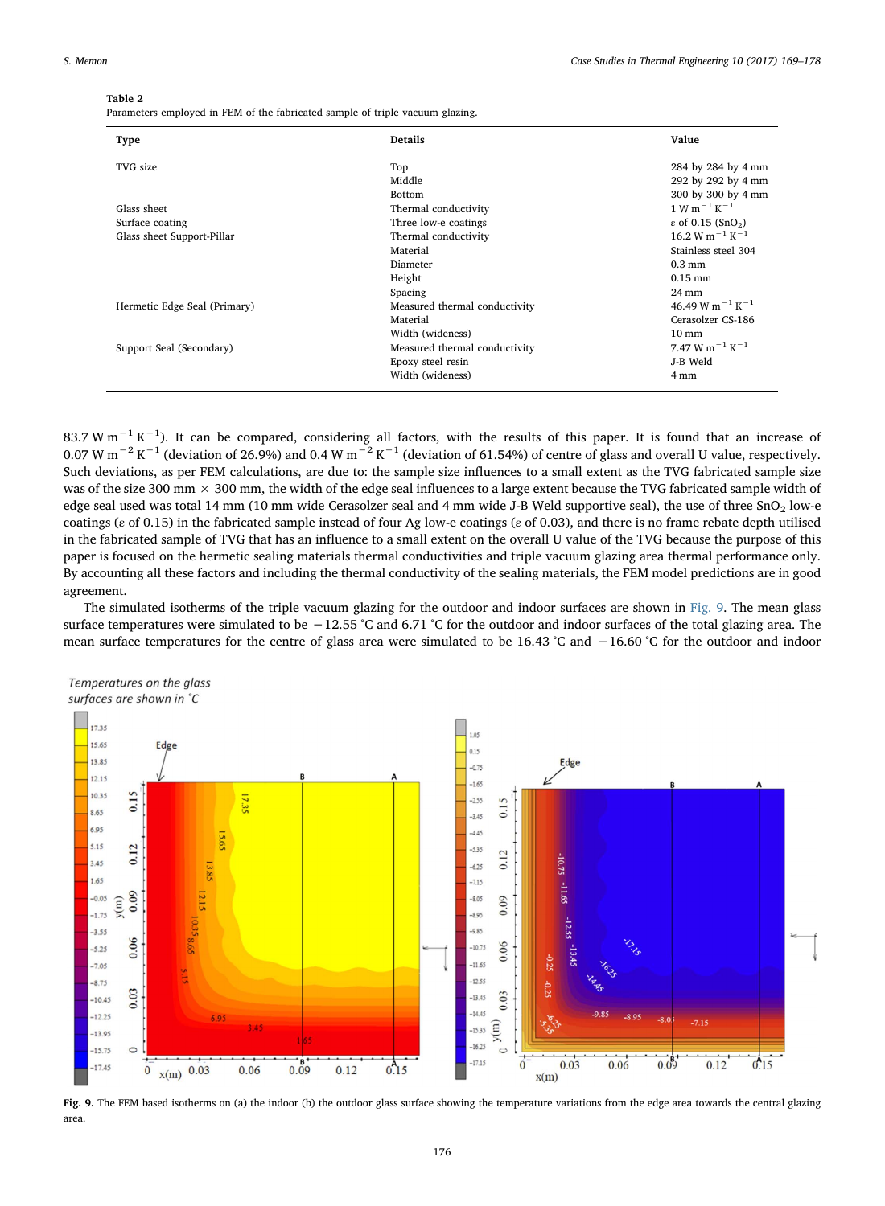**Table 2**
Parameters employed in FEM of the fabricated sample of triple vacuum glazing.

| Type | Details | Value |
|---|---|---|
| TVG size | Top | 284 by 284 by 4 mm |
| | Middle | 292 by 292 by 4 mm |
| | Bottom | 300 by 300 by 4 mm |
| Glass sheet | Thermal conductivity | 1 W $m^{-1}$ $K^{-1}$ |
| Surface coating | Three low-e coatings | ε of 0.15 ($SnO_2$) |
| Glass sheet Support-Pillar | Thermal conductivity | 16.2 W $m^{-1}$ $K^{-1}$ |
| | Material | Stainless steel 304 |
| | Diameter | 0.3 mm |
| | Height | 0.15 mm |
| | Spacing | 24 mm |
| Hermetic Edge Seal (Primary) | Measured thermal conductivity | 46.49 W $m^{-1}$ $K^{-1}$ |
| | Material | Cerasolzer CS-186 |
| | Width (wideness) | 10 mm |
| Support Seal (Secondary) | Measured thermal conductivity | 7.47 W $m^{-1}$ $K^{-1}$ |
| | Epoxy steel resin | J-B Weld |
| | Width (wideness) | 4 mm |

83.7 W $m^{-1}$ $K^{-1}$). It can be compared, considering all factors, with the results of this paper. It is found that an increase of 0.07 W $m^{-2}$ $K^{-1}$ (deviation of 26.9%) and 0.4 W $m^{-2}$ $K^{-1}$ (deviation of 61.54%) of centre of glass and overall U value, respectively. Such deviations, as per FEM calculations, are due to: the sample size influences to a small extent as the TVG fabricated sample size was of the size 300 mm × 300 mm, the width of the edge seal influences to a large extent because the TVG fabricated sample width of edge seal used was total 14 mm (10 mm wide Cerasolzer seal and 4 mm wide J-B Weld supportive seal), the use of three $SnO_2$ low-e coatings (ε of 0.15) in the fabricated sample instead of four Ag low-e coatings (ε of 0.03), and there is no frame rebate depth utilised in the fabricated sample of TVG that has an influence to a small extent on the overall U value of the TVG because the purpose of this paper is focused on the hermetic sealing materials thermal conductivities and triple vacuum glazing area thermal performance only. By accounting all these factors and including the thermal conductivity of the sealing materials, the FEM model predictions are in good agreement.

The simulated isotherms of the triple vacuum glazing for the outdoor and indoor surfaces are shown in Fig. 9. The mean glass surface temperatures were simulated to be −12.55 °C and 6.71 °C for the outdoor and indoor surfaces of the total glazing area. The mean surface temperatures for the centre of glass area were simulated to be 16.43 °C and −16.60 °C for the outdoor and indoor

**Fig. 9.** The FEM based isotherms on (a) the indoor (b) the outdoor glass surface showing the temperature variations from the edge area towards the central glazing area.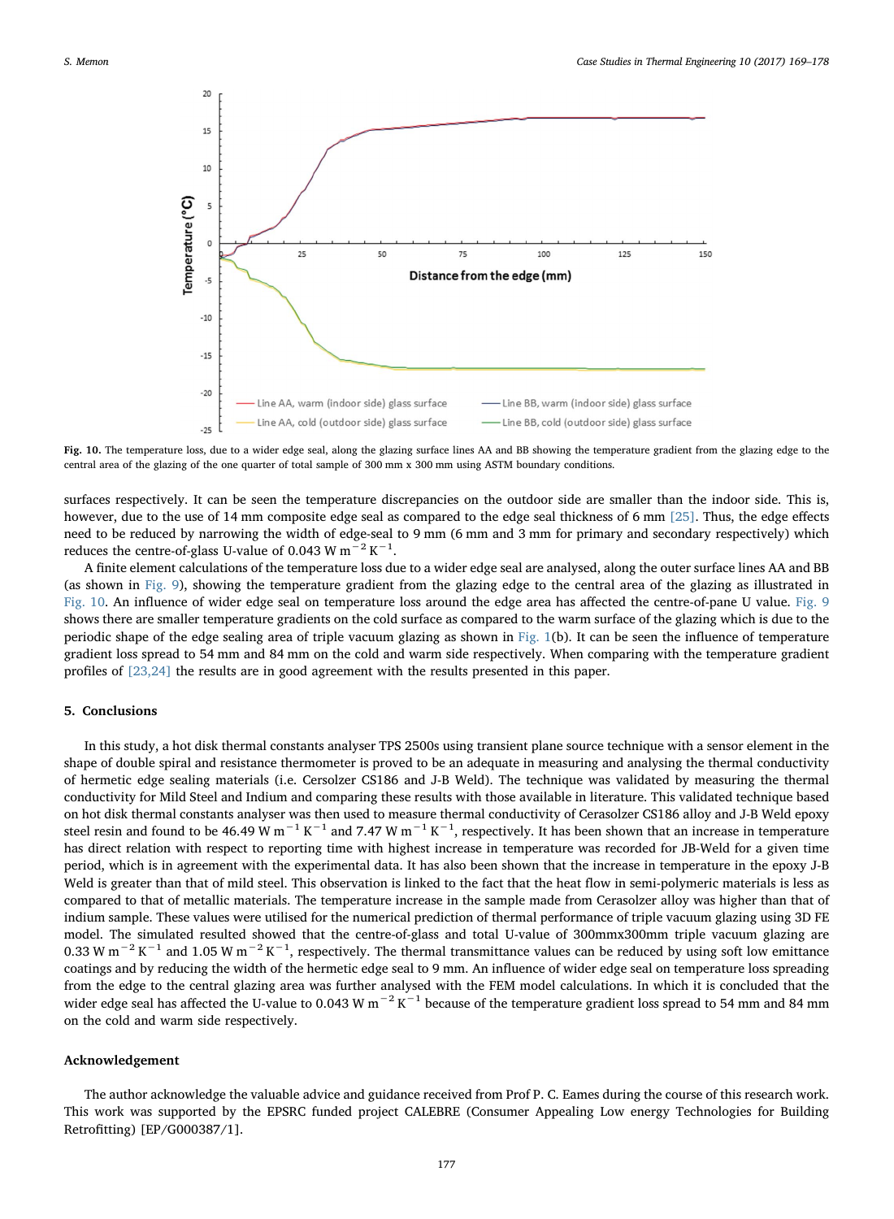Fig. 10. The temperature loss, due to a wider edge seal, along the glazing surface lines AA and BB showing the temperature gradient from the glazing edge to the central area of the glazing of the one quarter of total sample of 300 mm x 300 mm using ASTM boundary conditions.

surfaces respectively. It can be seen the temperature discrepancies on the outdoor side are smaller than the indoor side. This is, however, due to the use of 14 mm composite edge seal as compared to the edge seal thickness of 6 mm [25]. Thus, the edge effects need to be reduced by narrowing the width of edge-seal to 9 mm (6 mm and 3 mm for primary and secondary respectively) which reduces the centre-of-glass U-value of 0.043 W $m^{-2}$ $K^{-1}$.

A finite element calculations of the temperature loss due to a wider edge seal are analysed, along the outer surface lines AA and BB (as shown in Fig. 9), showing the temperature gradient from the glazing edge to the central area of the glazing as illustrated in Fig. 10. An influence of wider edge seal on temperature loss around the edge area has affected the centre-of-pane U value. Fig. 9 shows there are smaller temperature gradients on the cold surface as compared to the warm surface of the glazing which is due to the periodic shape of the edge sealing area of triple vacuum glazing as shown in Fig. 1(b). It can be seen the influence of temperature gradient loss spread to 54 mm and 84 mm on the cold and warm side respectively. When comparing with the temperature gradient profiles of [23,24] the results are in good agreement with the results presented in this paper.

## 5. Conclusions

In this study, a hot disk thermal constants analyser TPS 2500s using transient plane source technique with a sensor element in the shape of double spiral and resistance thermometer is proved to be an adequate in measuring and analysing the thermal conductivity of hermetic edge sealing materials (i.e. Cersolzer CS186 and J-B Weld). The technique was validated by measuring the thermal conductivity for Mild Steel and Indium and comparing these results with those available in literature. This validated technique based on hot disk thermal constants analyser was then used to measure thermal conductivity of Cerasolzer CS186 alloy and J-B Weld epoxy steel resin and found to be 46.49 W $m^{-1}$ $K^{-1}$ and 7.47 W $m^{-1}$ $K^{-1}$, respectively. It has been shown that an increase in temperature has direct relation with respect to reporting time with highest increase in temperature was recorded for JB-Weld for a given time period, which is in agreement with the experimental data. It has also been shown that the increase in temperature in the epoxy J-B Weld is greater than that of mild steel. This observation is linked to the fact that the heat flow in semi-polymeric materials is less as compared to that of metallic materials. The temperature increase in the sample made from Cerasolzer alloy was higher than that of indium sample. These values were utilised for the numerical prediction of thermal performance of triple vacuum glazing using 3D FE model. The simulated resulted showed that the centre-of-glass and total U-value of 300mmx300mm triple vacuum glazing are 0.33 W $m^{-2}$ $K^{-1}$ and 1.05 W $m^{-2}$ $K^{-1}$, respectively. The thermal transmittance values can be reduced by using soft low emittance coatings and by reducing the width of the hermetic edge seal to 9 mm. An influence of wider edge seal on temperature loss spreading from the edge to the central glazing area was further analysed with the FEM model calculations. In which it is concluded that the wider edge seal has affected the U-value to 0.043 W $m^{-2}$ $K^{-1}$ because of the temperature gradient loss spread to 54 mm and 84 mm on the cold and warm side respectively.

## Acknowledgement

The author acknowledge the valuable advice and guidance received from Prof P. C. Eames during the course of this research work. This work was supported by the EPSRC funded project CALEBRE (Consumer Appealing Low energy Technologies for Building Retrofitting) [EP/G000387/1].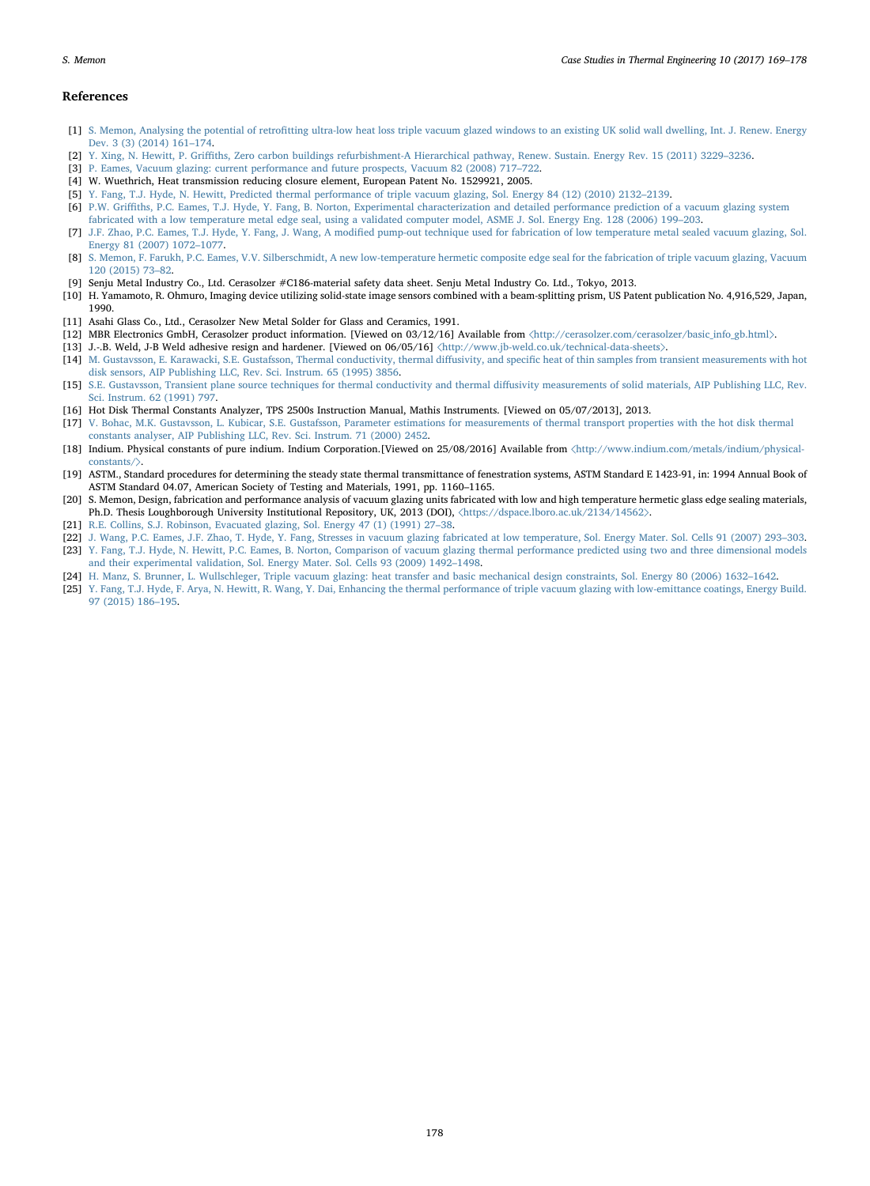## References

[1] S. Memon, Analysing the potential of retrofitting ultra-low heat loss triple vacuum glazed windows to an existing UK solid wall dwelling, Int. J. Renew. Energy Dev. 3 (3) (2014) 161–174.

[2] Y. Xing, N. Hewitt, P. Griffiths, Zero carbon buildings refurbishment-A Hierarchical pathway, Renew. Sustain. Energy Rev. 15 (2011) 3229–3236.

[3] P. Eames, Vacuum glazing: current performance and future prospects, Vacuum 82 (2008) 717–722.

[4] W. Wuethrich, Heat transmission reducing closure element, European Patent No. 1529921, 2005.

[5] Y. Fang, T.J. Hyde, N. Hewitt, Predicted thermal performance of triple vacuum glazing, Sol. Energy 84 (12) (2010) 2132–2139.

[6] P.W. Griffiths, P.C. Eames, T.J. Hyde, Y. Fang, B. Norton, Experimental characterization and detailed performance prediction of a vacuum glazing system fabricated with a low temperature metal edge seal, using a validated computer model, ASME J. Sol. Energy Eng. 128 (2006) 199–203.

[7] J.F. Zhao, P.C. Eames, T.J. Hyde, Y. Fang, J. Wang, A modified pump-out technique used for fabrication of low temperature metal sealed vacuum glazing, Sol. Energy 81 (2007) 1072–1077.

[8] S. Memon, F. Farukh, P.C. Eames, V.V. Silberschmidt, A new low-temperature hermetic composite edge seal for the fabrication of triple vacuum glazing, Vacuum 120 (2015) 73–82.

[9] Senju Metal Industry Co., Ltd. Cerasolzer #C186-material safety data sheet. Senju Metal Industry Co. Ltd., Tokyo, 2013.

[10] H. Yamamoto, R. Ohmuro, Imaging device utilizing solid-state image sensors combined with a beam-splitting prism, US Patent publication No. 4,916,529, Japan, 1990.

[11] Asahi Glass Co., Ltd., Cerasolzer New Metal Solder for Glass and Ceramics, 1991.

[12] MBR Electronics GmbH, Cerasolzer product information. [Viewed on 03/12/16] Available from ⟨http://cerasolzer.com/cerasolzer/basic_info_gb.html⟩.

[13] J.-.B. Weld, J-B Weld adhesive resign and hardener. [Viewed on 06/05/16] ⟨http://www.jb-weld.co.uk/technical-data-sheets⟩.

[14] M. Gustavsson, E. Karawacki, S.E. Gustafsson, Thermal conductivity, thermal diffusivity, and specific heat of thin samples from transient measurements with hot disk sensors, AIP Publishing LLC, Rev. Sci. Instrum. 65 (1995) 3856.

[15] S.E. Gustavsson, Transient plane source techniques for thermal conductivity and thermal diffusivity measurements of solid materials, AIP Publishing LLC, Rev. Sci. Instrum. 62 (1991) 797.

[16] Hot Disk Thermal Constants Analyzer, TPS 2500s Instruction Manual, Mathis Instruments. [Viewed on 05/07/2013], 2013.

[17] V. Bohac, M.K. Gustavsson, L. Kubicar, S.E. Gustafsson, Parameter estimations for measurements of thermal transport properties with the hot disk thermal constants analyser, AIP Publishing LLC, Rev. Sci. Instrum. 71 (2000) 2452.

[18] Indium. Physical constants of pure indium. Indium Corporation.[Viewed on 25/08/2016] Available from ⟨http://www.indium.com/metals/indium/physical-constants/⟩.

[19] ASTM., Standard procedures for determining the steady state thermal transmittance of fenestration systems, ASTM Standard E 1423-91, in: 1994 Annual Book of ASTM Standard 04.07, American Society of Testing and Materials, 1991, pp. 1160–1165.

[20] S. Memon, Design, fabrication and performance analysis of vacuum glazing units fabricated with low and high temperature hermetic glass edge sealing materials, Ph.D. Thesis Loughborough University Institutional Repository, UK, 2013 (DOI), ⟨https://dspace.lboro.ac.uk/2134/14562⟩.

[21] R.E. Collins, S.J. Robinson, Evacuated glazing, Sol. Energy 47 (1) (1991) 27–38.

[22] J. Wang, P.C. Eames, J.F. Zhao, T. Hyde, Y. Fang, Stresses in vacuum glazing fabricated at low temperature, Sol. Energy Mater. Sol. Cells 91 (2007) 293–303.

[23] Y. Fang, T.J. Hyde, N. Hewitt, P.C. Eames, B. Norton, Comparison of vacuum glazing thermal performance predicted using two and three dimensional models and their experimental validation, Sol. Energy Mater. Sol. Cells 93 (2009) 1492–1498.

[24] H. Manz, S. Brunner, L. Wullschleger, Triple vacuum glazing: heat transfer and basic mechanical design constraints, Sol. Energy 80 (2006) 1632–1642.

[25] Y. Fang, T.J. Hyde, F. Arya, N. Hewitt, R. Wang, Y. Dai, Enhancing the thermal performance of triple vacuum glazing with low-emittance coatings, Energy Build. 97 (2015) 186–195.